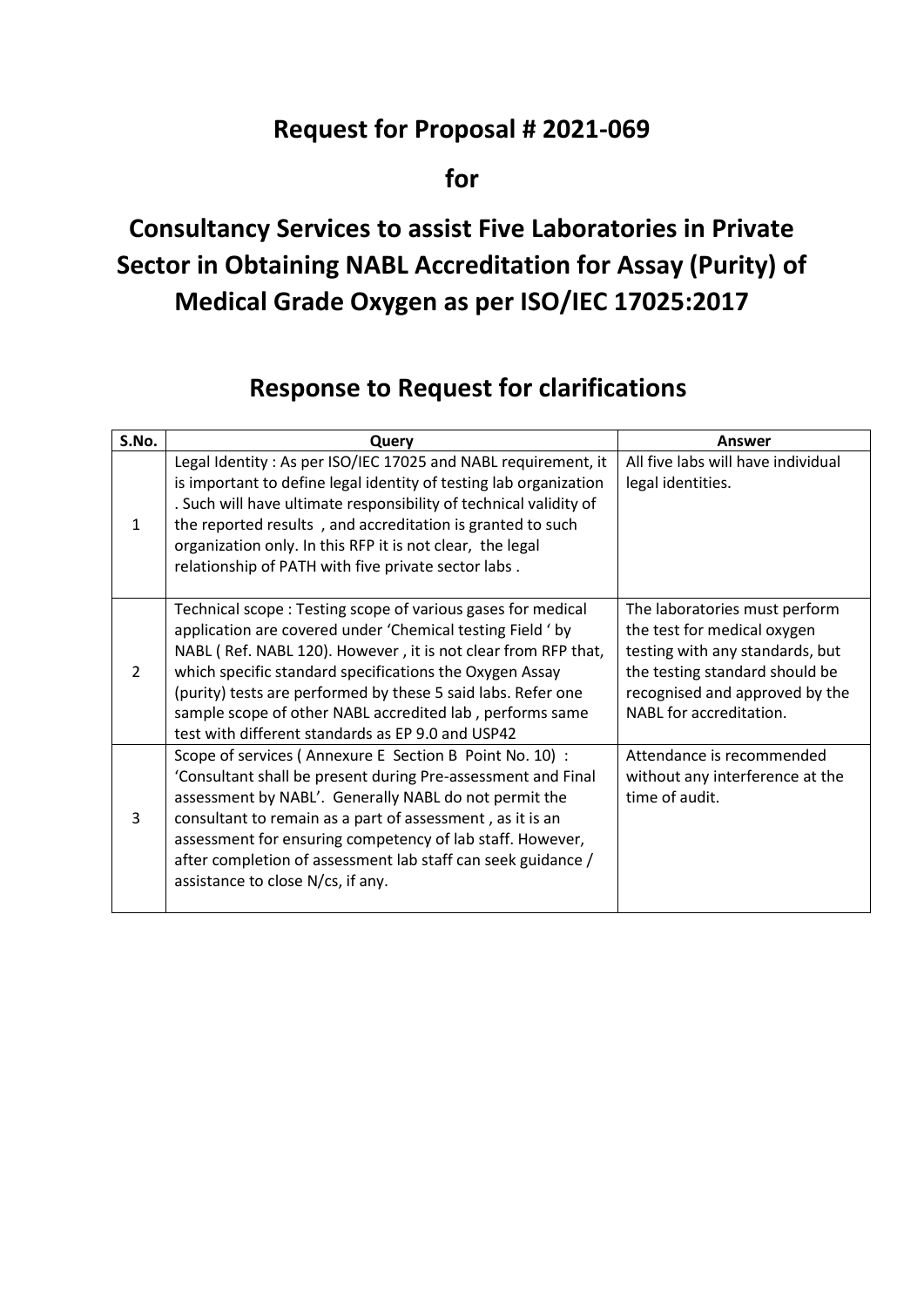## Request for Proposal # 2021-069

## for

## Consultancy Services to assist Five Laboratories in Private Sector in Obtaining NABL Accreditation for Assay (Purity) of Medical Grade Oxygen as per ISO/IEC 17025:2017

## Response to Request for clarifications

| S.No. | Query | Answer |
|---|---|---|
| 1 | Legal Identity : As per ISO/IEC 17025 and NABL requirement, it is important to define legal identity of testing lab organization . Such will have ultimate responsibility of technical validity of the reported results , and accreditation is granted to such organization only. In this RFP it is not clear, the legal relationship of PATH with five private sector labs . | All five labs will have individual legal identities. |
| 2 | Technical scope : Testing scope of various gases for medical application are covered under 'Chemical testing Field ' by NABL ( Ref. NABL 120). However , it is not clear from RFP that, which specific standard specifications the Oxygen Assay (purity) tests are performed by these 5 said labs. Refer one sample scope of other NABL accredited lab , performs same test with different standards as EP 9.0 and USP42 | The laboratories must perform the test for medical oxygen testing with any standards, but the testing standard should be recognised and approved by the NABL for accreditation. |
| 3 | Scope of services ( Annexure E Section B Point No. 10) : 'Consultant shall be present during Pre-assessment and Final assessment by NABL'. Generally NABL do not permit the consultant to remain as a part of assessment , as it is an assessment for ensuring competency of lab staff. However, after completion of assessment lab staff can seek guidance / assistance to close N/cs, if any. | Attendance is recommended without any interference at the time of audit. |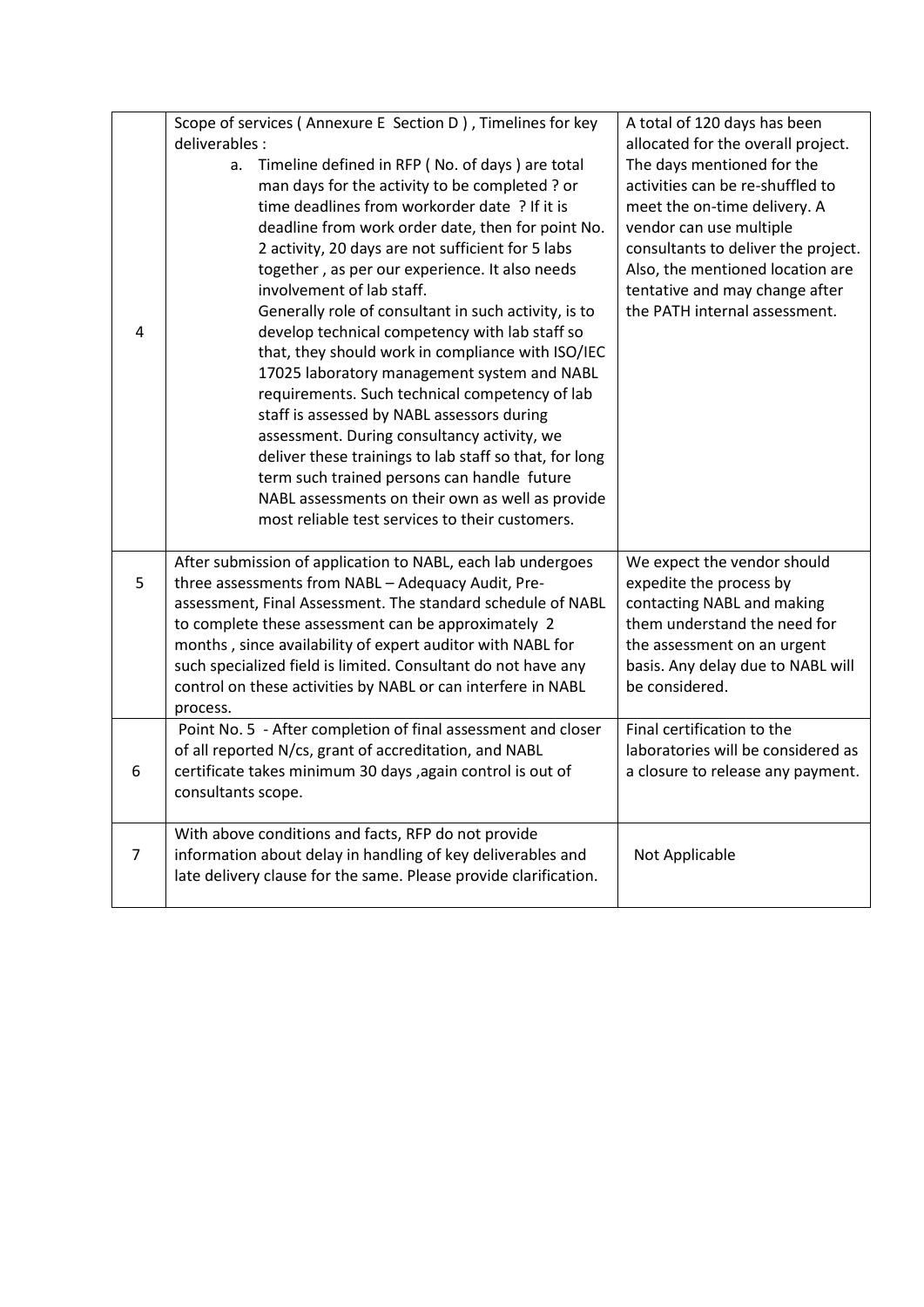| | | |
|---|---|---|
| 4 | Scope of services ( Annexure E Section D ) , Timelines for key deliverables :<br>a. Timeline defined in RFP ( No. of days ) are total man days for the activity to be completed ? or time deadlines from workorder date ? If it is deadline from work order date, then for point No. 2 activity, 20 days are not sufficient for 5 labs together , as per our experience. It also needs involvement of lab staff.<br>Generally role of consultant in such activity, is to develop technical competency with lab staff so that, they should work in compliance with ISO/IEC 17025 laboratory management system and NABL requirements. Such technical competency of lab staff is assessed by NABL assessors during assessment. During consultancy activity, we deliver these trainings to lab staff so that, for long term such trained persons can handle future NABL assessments on their own as well as provide most reliable test services to their customers. | A total of 120 days has been allocated for the overall project. The days mentioned for the activities can be re-shuffled to meet the on-time delivery. A vendor can use multiple consultants to deliver the project. Also, the mentioned location are tentative and may change after the PATH internal assessment. |
| 5 | After submission of application to NABL, each lab undergoes three assessments from NABL – Adequacy Audit, Pre-assessment, Final Assessment. The standard schedule of NABL to complete these assessment can be approximately 2 months , since availability of expert auditor with NABL for such specialized field is limited. Consultant do not have any control on these activities by NABL or can interfere in NABL process. | We expect the vendor should expedite the process by contacting NABL and making them understand the need for the assessment on an urgent basis. Any delay due to NABL will be considered. |
| 6 | Point No. 5 - After completion of final assessment and closer of all reported N/cs, grant of accreditation, and NABL certificate takes minimum 30 days ,again control is out of consultants scope. | Final certification to the laboratories will be considered as a closure to release any payment. |
| 7 | With above conditions and facts, RFP do not provide information about delay in handling of key deliverables and late delivery clause for the same. Please provide clarification. | Not Applicable |